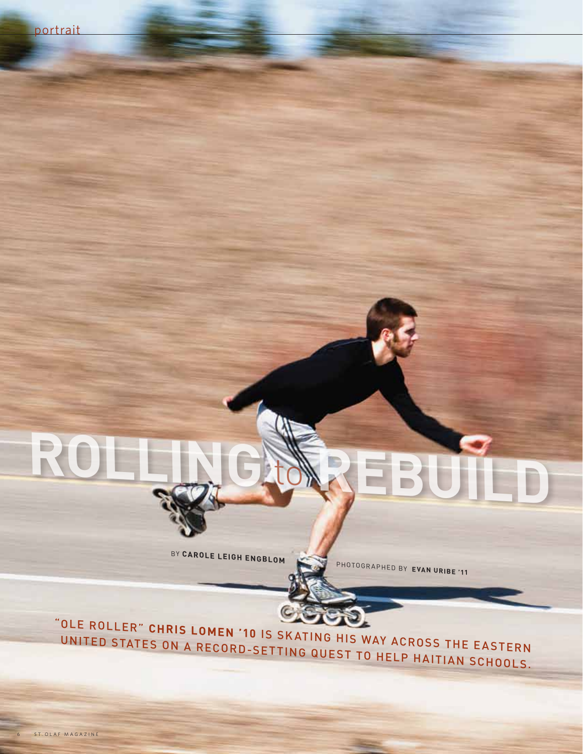# ROLLING to REBUILD

BY **CAROLE LEIGH ENGBLOM**

PHOTOGRAPHED BY **EVAN URIBE '11**

"OLE ROLLER" **CHRIS LOMEN '10** IS SKATING HIS WAY ACROSS THE EASTERN UNITED STATES ON A RECORD-SETTING QUEST TO HELP HAITIAN SCHOOLS.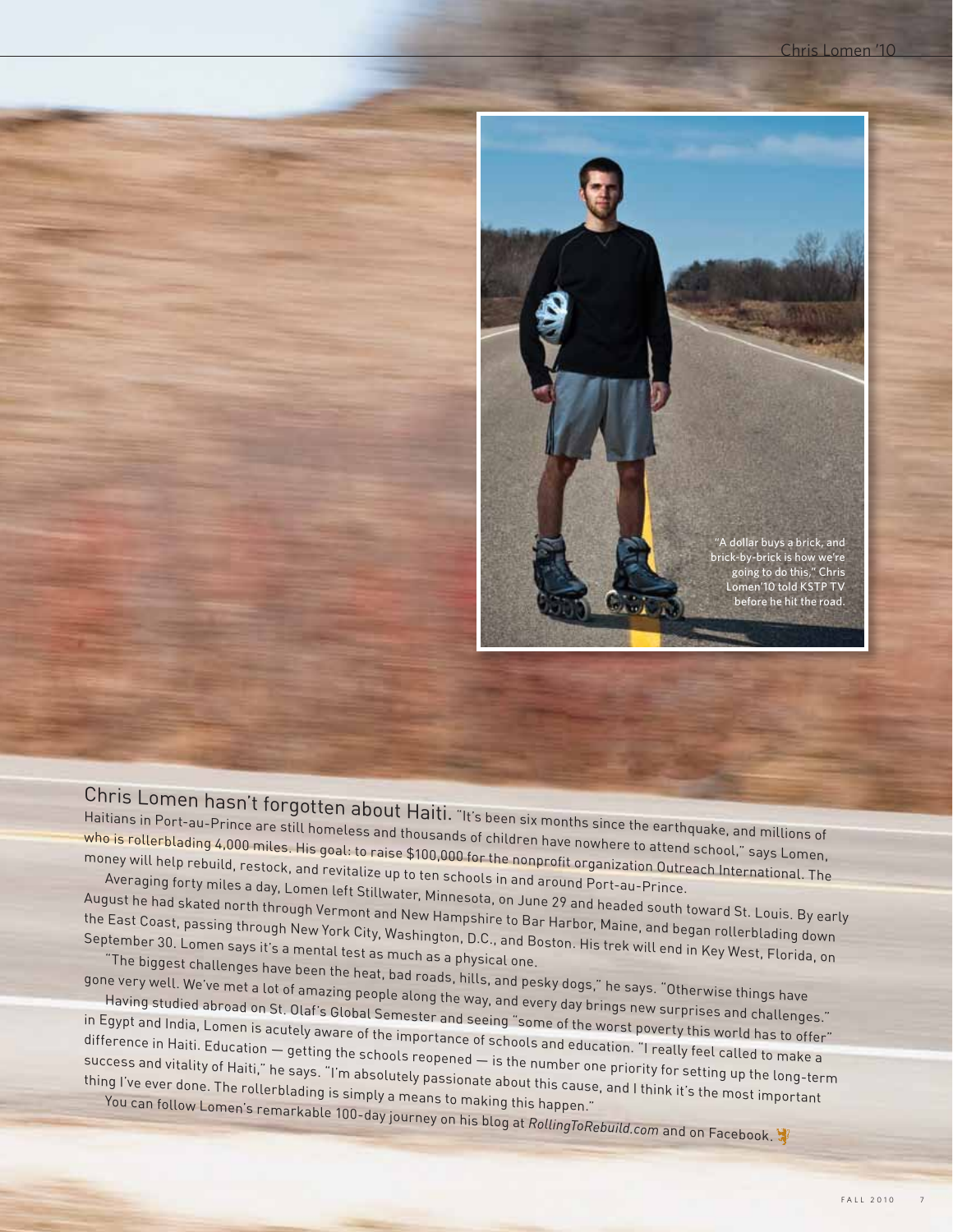"A dollar buys a brick, and brick-by-brick is how we're going to do this," Chris Lomen'10 told KSTP TV before he hit the road.

**Chris Lomen hasn't forgotten about Haiti.** "It's been six months since the earthquake, and millions of Haitians in Port-au-Prince are still homeless and thousands of children have nowhere to attend school," says Lomen, who is rollerblading 4,000 miles. His goal: to raise $100,000 for the nonprofit organization Outreach International. The money will help rebuild, restock, and revitalize up to ten schools in and around Port-au-Prince.

Averaging forty miles a day, Lomen left Stillwater, Minnesota, on June 29 and headed south toward St. Louis. By early August he had skated north through Vermont and New Hampshire to Bar Harbor, Maine, and began rollerblading down the East Coast, passing through New York City, Washington, D.C., and Boston. His trek will end in Key West, Florida, on September 30. Lomen says it's a mental test as much as a physical one.

"The biggest challenges have been the heat, bad roads, hills, and pesky dogs," he says. "Otherwise things have gone very well. We've met a lot of amazing people along the way, and every day brings new surprises and challenges."

Having studied abroad on St. Olaf's Global Semester and seeing "some of the worst poverty this world has to offer" in Egypt and India, Lomen is acutely aware of the importance of schools and education. "I really feel called to make a difference in Haiti. Education — getting the schools reopened — is the number one priority for setting up the long-term success and vitality of Haiti," he says. "I'm absolutely passionate about this cause, and I think it's the most important thing I've ever done. The rollerblading is simply a means to making this happen."

You can follow Lomen's remarkable 100-day journey on his blog at *RollingToRebuild.com* and on Facebook.